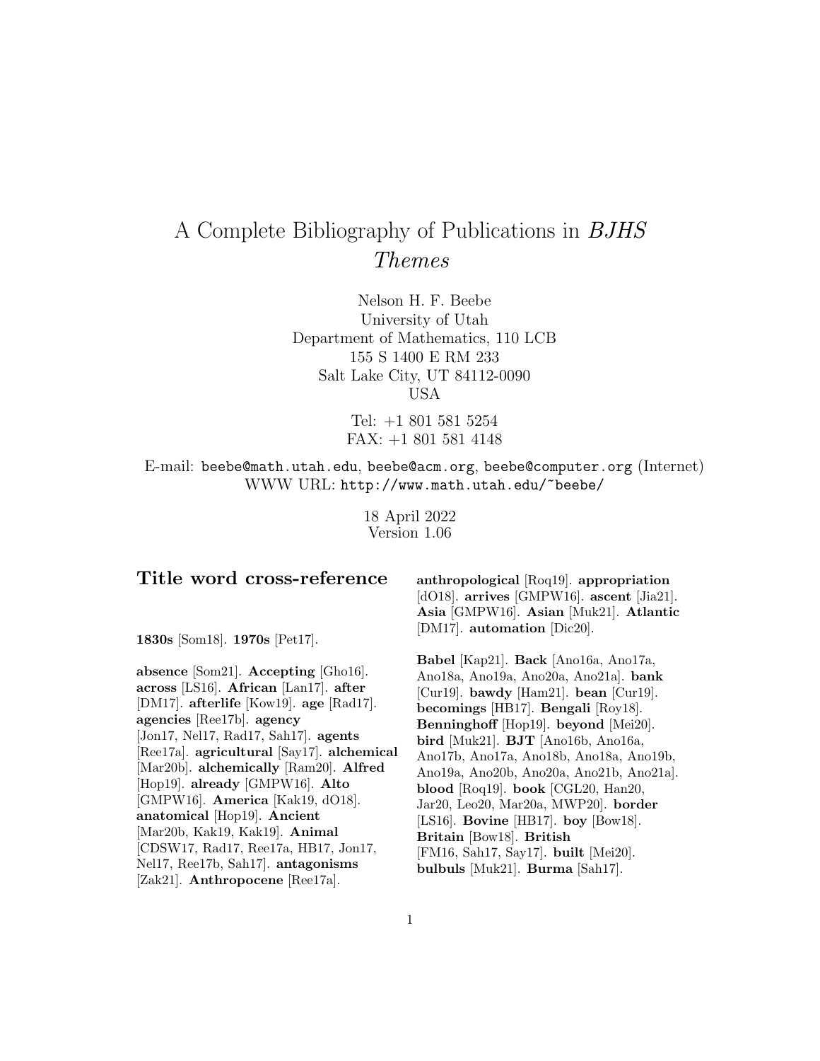# A Complete Bibliography of Publications in *BJHS Themes*

Nelson H. F. Beebe
University of Utah
Department of Mathematics, 110 LCB
155 S 1400 E RM 233
Salt Lake City, UT 84112-0090
USA

Tel: +1 801 581 5254
FAX: +1 801 581 4148

E-mail: beebe@math.utah.edu, beebe@acm.org, beebe@computer.org (Internet)
WWW URL: http://www.math.utah.edu/~beebe/

18 April 2022
Version 1.06

## Title word cross-reference

**1830s** [Som18]. **1970s** [Pet17].

**absence** [Som21]. **Accepting** [Gho16]. **across** [LS16]. **African** [Lan17]. **after** [DM17]. **afterlife** [Kow19]. **age** [Rad17]. **agencies** [Ree17b]. **agency** [Jon17, Nel17, Rad17, Sah17]. **agents** [Ree17a]. **agricultural** [Say17]. **alchemical** [Mar20b]. **alchemically** [Ram20]. **Alfred** [Hop19]. **already** [GMPW16]. **Alto** [GMPW16]. **America** [Kak19, dO18]. **anatomical** [Hop19]. **Ancient** [Mar20b, Kak19, Kak19]. **Animal** [CDSW17, Rad17, Ree17a, HB17, Jon17, Nel17, Ree17b, Sah17]. **antagonisms** [Zak21]. **Anthropocene** [Ree17a]. **anthropological** [Roq19]. **appropriation** [dO18]. **arrives** [GMPW16]. **ascent** [Jia21]. **Asia** [GMPW16]. **Asian** [Muk21]. **Atlantic** [DM17]. **automation** [Dic20].

**Babel** [Kap21]. **Back** [Ano16a, Ano17a, Ano18a, Ano19a, Ano20a, Ano21a]. **bank** [Cur19]. **bawdy** [Ham21]. **bean** [Cur19]. **becomings** [HB17]. **Bengali** [Roy18]. **Benninghoff** [Hop19]. **beyond** [Mei20]. **bird** [Muk21]. **BJT** [Ano16b, Ano16a, Ano17b, Ano17a, Ano18b, Ano18a, Ano19b, Ano19a, Ano20b, Ano20a, Ano21b, Ano21a]. **blood** [Roq19]. **book** [CGL20, Han20, Jar20, Leo20, Mar20a, MWP20]. **border** [LS16]. **Bovine** [HB17]. **boy** [Bow18]. **Britain** [Bow18]. **British** [FM16, Sah17, Say17]. **built** [Mei20]. **bulbuls** [Muk21]. **Burma** [Sah17].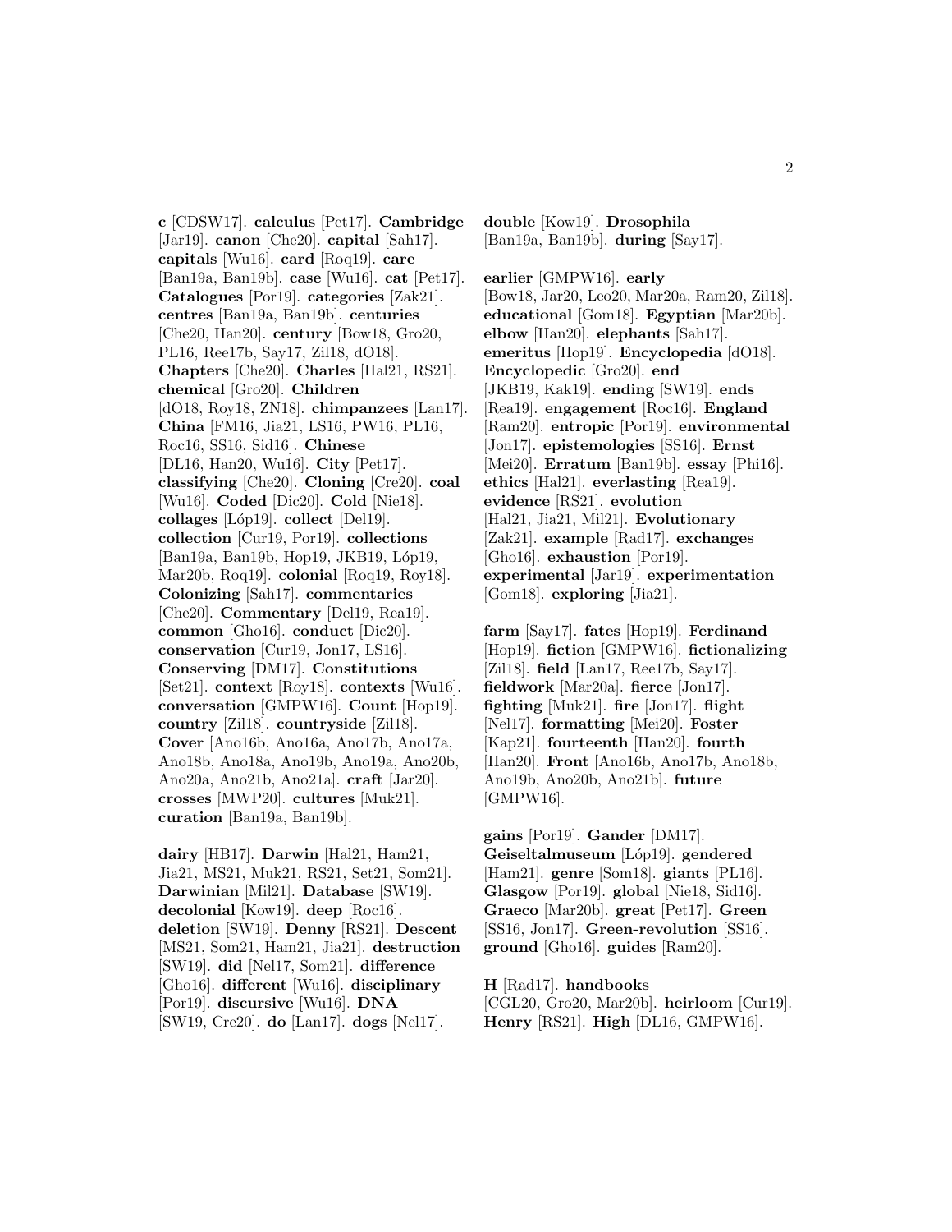**c** [CDSW17]. **calculus** [Pet17]. **Cambridge** [Jar19]. **canon** [Che20]. **capital** [Sah17]. **capitals** [Wu16]. **card** [Roq19]. **care** [Ban19a, Ban19b]. **case** [Wu16]. **cat** [Pet17]. **Catalogues** [Por19]. **categories** [Zak21]. **centres** [Ban19a, Ban19b]. **centuries** [Che20, Han20]. **century** [Bow18, Gro20, PL16, Ree17b, Say17, Zil18, dO18]. **Chapters** [Che20]. **Charles** [Hal21, RS21]. **chemical** [Gro20]. **Children** [dO18, Roy18, ZN18]. **chimpanzees** [Lan17]. **China** [FM16, Jia21, LS16, PW16, PL16, Roc16, SS16, Sid16]. **Chinese** [DL16, Han20, Wu16]. **City** [Pet17]. **classifying** [Che20]. **Cloning** [Cre20]. **coal** [Wu16]. **Coded** [Dic20]. **Cold** [Nie18]. **collages** [Lóp19]. **collect** [Del19]. **collection** [Cur19, Por19]. **collections** [Ban19a, Ban19b, Hop19, JKB19, Lóp19, Mar20b, Roq19]. **colonial** [Roq19, Roy18]. **Colonizing** [Sah17]. **commentaries** [Che20]. **Commentary** [Del19, Rea19]. **common** [Gho16]. **conduct** [Dic20]. **conservation** [Cur19, Jon17, LS16]. **Conserving** [DM17]. **Constitutions** [Set21]. **context** [Roy18]. **contexts** [Wu16]. **conversation** [GMPW16]. **Count** [Hop19]. **country** [Zil18]. **countryside** [Zil18]. **Cover** [Ano16b, Ano16a, Ano17b, Ano17a, Ano18b, Ano18a, Ano19b, Ano19a, Ano20b, Ano20a, Ano21b, Ano21a]. **craft** [Jar20]. **crosses** [MWP20]. **cultures** [Muk21]. **curation** [Ban19a, Ban19b].

**dairy** [HB17]. **Darwin** [Hal21, Ham21, Jia21, MS21, Muk21, RS21, Set21, Som21]. **Darwinian** [Mil21]. **Database** [SW19]. **decolonial** [Kow19]. **deep** [Roc16]. **deletion** [SW19]. **Denny** [RS21]. **Descent** [MS21, Som21, Ham21, Jia21]. **destruction** [SW19]. **did** [Nel17, Som21]. **difference** [Gho16]. **different** [Wu16]. **disciplinary** [Por19]. **discursive** [Wu16]. **DNA** [SW19, Cre20]. **do** [Lan17]. **dogs** [Nel17]. **double** [Kow19]. **Drosophila** [Ban19a, Ban19b]. **during** [Say17].

**earlier** [GMPW16]. **early** [Bow18, Jar20, Leo20, Mar20a, Ram20, Zil18]. **educational** [Gom18]. **Egyptian** [Mar20b]. **elbow** [Han20]. **elephants** [Sah17]. **emeritus** [Hop19]. **Encyclopedia** [dO18]. **Encyclopedic** [Gro20]. **end** [JKB19, Kak19]. **ending** [SW19]. **ends** [Rea19]. **engagement** [Roc16]. **England** [Ram20]. **entropic** [Por19]. **environmental** [Jon17]. **epistemologies** [SS16]. **Ernst** [Mei20]. **Erratum** [Ban19b]. **essay** [Phi16]. **ethics** [Hal21]. **everlasting** [Rea19]. **evidence** [RS21]. **evolution** [Hal21, Jia21, Mil21]. **Evolutionary** [Zak21]. **example** [Rad17]. **exchanges** [Gho16]. **exhaustion** [Por19]. **experimental** [Jar19]. **experimentation** [Gom18]. **exploring** [Jia21].

**farm** [Say17]. **fates** [Hop19]. **Ferdinand** [Hop19]. **fiction** [GMPW16]. **fictionalizing** [Zil18]. **field** [Lan17, Ree17b, Say17]. **fieldwork** [Mar20a]. **fierce** [Jon17]. **fighting** [Muk21]. **fire** [Jon17]. **flight** [Nel17]. **formatting** [Mei20]. **Foster** [Kap21]. **fourteenth** [Han20]. **fourth** [Han20]. **Front** [Ano16b, Ano17b, Ano18b, Ano19b, Ano20b, Ano21b]. **future** [GMPW16].

**gains** [Por19]. **Gander** [DM17]. **Geiseltalmuseum** [Lóp19]. **gendered** [Ham21]. **genre** [Som18]. **giants** [PL16]. **Glasgow** [Por19]. **global** [Nie18, Sid16]. **Graeco** [Mar20b]. **great** [Pet17]. **Green** [SS16, Jon17]. **Green-revolution** [SS16]. **ground** [Gho16]. **guides** [Ram20].

**H** [Rad17]. **handbooks** [CGL20, Gro20, Mar20b]. **heirloom** [Cur19]. **Henry** [RS21]. **High** [DL16, GMPW16].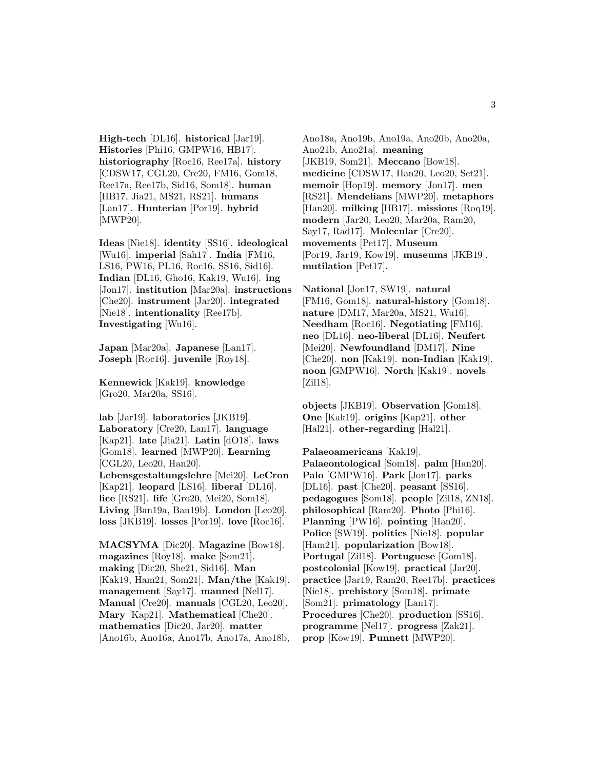**High-tech** [DL16]. **historical** [Jar19]. **Histories** [Phi16, GMPW16, HB17]. **historiography** [Roc16, Ree17a]. **history** [CDSW17, CGL20, Cre20, FM16, Gom18, Ree17a, Ree17b, Sid16, Som18]. **human** [HB17, Jia21, MS21, RS21]. **humans** [Lan17]. **Hunterian** [Por19]. **hybrid** [MWP20].

**Ideas** [Nie18]. **identity** [SS16]. **ideological** [Wu16]. **imperial** [Sah17]. **India** [FM16, LS16, PW16, PL16, Roc16, SS16, Sid16]. **Indian** [DL16, Gho16, Kak19, Wu16]. **ing** [Jon17]. **institution** [Mar20a]. **instructions** [Che20]. **instrument** [Jar20]. **integrated** [Nie18]. **intentionality** [Ree17b]. **Investigating** [Wu16].

**Japan** [Mar20a]. **Japanese** [Lan17]. **Joseph** [Roc16]. **juvenile** [Roy18].

**Kennewick** [Kak19]. **knowledge** [Gro20, Mar20a, SS16].

**lab** [Jar19]. **laboratories** [JKB19]. **Laboratory** [Cre20, Lan17]. **language** [Kap21]. **late** [Jia21]. **Latin** [dO18]. **laws** [Gom18]. **learned** [MWP20]. **Learning** [CGL20, Leo20, Han20]. **Lebensgestaltungslehre** [Mei20]. **LeCron** [Kap21]. **leopard** [LS16]. **liberal** [DL16]. **lice** [RS21]. **life** [Gro20, Mei20, Som18]. **Living** [Ban19a, Ban19b]. **London** [Leo20]. **loss** [JKB19]. **losses** [Por19]. **love** [Roc16].

**MACSYMA** [Dic20]. **Magazine** [Bow18]. **magazines** [Roy18]. **make** [Som21]. **making** [Dic20, She21, Sid16]. **Man** [Kak19, Ham21, Som21]. **Man/the** [Kak19]. **management** [Say17]. **manned** [Nel17]. **Manual** [Cre20]. **manuals** [CGL20, Leo20]. **Mary** [Kap21]. **Mathematical** [Che20]. **mathematics** [Dic20, Jar20]. **matter** [Ano16b, Ano16a, Ano17b, Ano17a, Ano18b, Ano18a, Ano19b, Ano19a, Ano20b, Ano20a, Ano21b, Ano21a]. **meaning** [JKB19, Som21]. **Meccano** [Bow18]. **medicine** [CDSW17, Han20, Leo20, Set21]. **memoir** [Hop19]. **memory** [Jon17]. **men** [RS21]. **Mendelians** [MWP20]. **metaphors** [Han20]. **milking** [HB17]. **missions** [Roq19]. **modern** [Jar20, Leo20, Mar20a, Ram20, Say17, Rad17]. **Molecular** [Cre20]. **movements** [Pet17]. **Museum** [Por19, Jar19, Kow19]. **museums** [JKB19]. **mutilation** [Pet17].

**National** [Jon17, SW19]. **natural** [FM16, Gom18]. **natural-history** [Gom18]. **nature** [DM17, Mar20a, MS21, Wu16]. **Needham** [Roc16]. **Negotiating** [FM16]. **neo** [DL16]. **neo-liberal** [DL16]. **Neufert** [Mei20]. **Newfoundland** [DM17]. **Nine** [Che20]. **non** [Kak19]. **non-Indian** [Kak19]. **noon** [GMPW16]. **North** [Kak19]. **novels** [Zil18].

**objects** [JKB19]. **Observation** [Gom18]. **One** [Kak19]. **origins** [Kap21]. **other** [Hal21]. **other-regarding** [Hal21].

**Palaeoamericans** [Kak19]. **Palaeontological** [Som18]. **palm** [Han20]. **Palo** [GMPW16]. **Park** [Jon17]. **parks** [DL16]. **past** [Che20]. **peasant** [SS16]. **pedagogues** [Som18]. **people** [Zil18, ZN18]. **philosophical** [Ram20]. **Photo** [Phi16]. **Planning** [PW16]. **pointing** [Han20]. **Police** [SW19]. **politics** [Nie18]. **popular** [Ham21]. **popularization** [Bow18]. **Portugal** [Zil18]. **Portuguese** [Gom18]. **postcolonial** [Kow19]. **practical** [Jar20]. **practice** [Jar19, Ram20, Ree17b]. **practices** [Nie18]. **prehistory** [Som18]. **primate** [Som21]. **primatology** [Lan17]. **Procedures** [Che20]. **production** [SS16]. **programme** [Nel17]. **progress** [Zak21]. **prop** [Kow19]. **Punnett** [MWP20].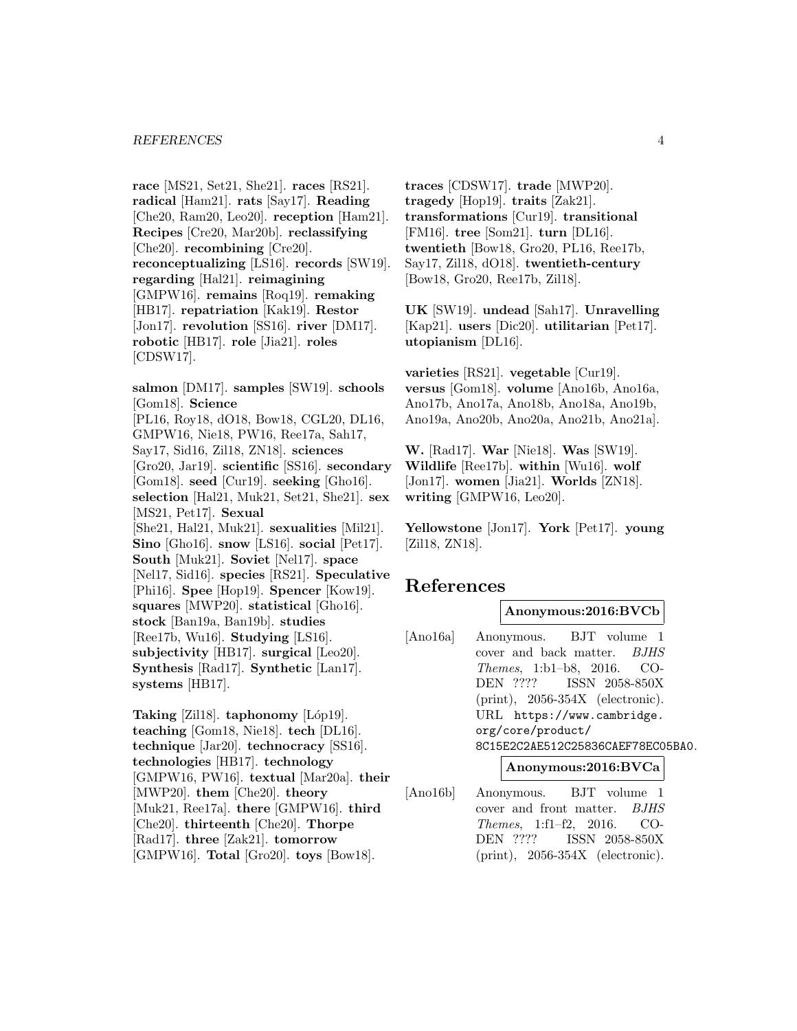**race** [MS21, Set21, She21]. **races** [RS21]. **radical** [Ham21]. **rats** [Say17]. **Reading** [Che20, Ram20, Leo20]. **reception** [Ham21]. **Recipes** [Cre20, Mar20b]. **reclassifying** [Che20]. **recombining** [Cre20]. **reconceptualizing** [LS16]. **records** [SW19]. **regarding** [Hal21]. **reimagining** [GMPW16]. **remains** [Roq19]. **remaking** [HB17]. **repatriation** [Kak19]. **Restor** [Jon17]. **revolution** [SS16]. **river** [DM17]. **robotic** [HB17]. **role** [Jia21]. **roles** [CDSW17].

**salmon** [DM17]. **samples** [SW19]. **schools** [Gom18]. **Science** [PL16, Roy18, dO18, Bow18, CGL20, DL16, GMPW16, Nie18, PW16, Ree17a, Sah17, Say17, Sid16, Zil18, ZN18]. **sciences** [Gro20, Jar19]. **scientific** [SS16]. **secondary** [Gom18]. **seed** [Cur19]. **seeking** [Gho16]. **selection** [Hal21, Muk21, Set21, She21]. **sex** [MS21, Pet17]. **Sexual** [She21, Hal21, Muk21]. **sexualities** [Mil21]. **Sino** [Gho16]. **snow** [LS16]. **social** [Pet17]. **South** [Muk21]. **Soviet** [Nel17]. **space** [Nel17, Sid16]. **species** [RS21]. **Speculative** [Phi16]. **Spee** [Hop19]. **Spencer** [Kow19]. **squares** [MWP20]. **statistical** [Gho16]. **stock** [Ban19a, Ban19b]. **studies** [Ree17b, Wu16]. **Studying** [LS16]. **subjectivity** [HB17]. **surgical** [Leo20]. **Synthesis** [Rad17]. **Synthetic** [Lan17]. **systems** [HB17].

**Taking** [Zil18]. **taphonomy** [Lóp19]. **teaching** [Gom18, Nie18]. **tech** [DL16]. **technique** [Jar20]. **technocracy** [SS16]. **technologies** [HB17]. **technology** [GMPW16, PW16]. **textual** [Mar20a]. **their** [MWP20]. **them** [Che20]. **theory** [Muk21, Ree17a]. **there** [GMPW16]. **third** [Che20]. **thirteenth** [Che20]. **Thorpe** [Rad17]. **three** [Zak21]. **tomorrow** [GMPW16]. **Total** [Gro20]. **toys** [Bow18]. **traces** [CDSW17]. **trade** [MWP20]. **tragedy** [Hop19]. **traits** [Zak21]. **transformations** [Cur19]. **transitional** [FM16]. **tree** [Som21]. **turn** [DL16]. **twentieth** [Bow18, Gro20, PL16, Ree17b, Say17, Zil18, dO18]. **twentieth-century** [Bow18, Gro20, Ree17b, Zil18].

**UK** [SW19]. **undead** [Sah17]. **Unravelling** [Kap21]. **users** [Dic20]. **utilitarian** [Pet17]. **utopianism** [DL16].

**varieties** [RS21]. **vegetable** [Cur19]. **versus** [Gom18]. **volume** [Ano16b, Ano16a, Ano17b, Ano17a, Ano18b, Ano18a, Ano19b, Ano19a, Ano20b, Ano20a, Ano21b, Ano21a].

**W.** [Rad17]. **War** [Nie18]. **Was** [SW19]. **Wildlife** [Ree17b]. **within** [Wu16]. **wolf** [Jon17]. **women** [Jia21]. **Worlds** [ZN18]. **writing** [GMPW16, Leo20].

**Yellowstone** [Jon17]. **York** [Pet17]. **young** [Zil18, ZN18].

# References

**Anonymous:2016:BVCb**

[Ano16a] Anonymous. BJT volume 1 cover and back matter. *BJHS Themes*, 1:b1–b8, 2016. CODEN ???? ISSN 2058-850X (print), 2056-354X (electronic). URL https://www.cambridge.org/core/product/8C15E2C2AE512C25836CAEF78EC05BA0.

**Anonymous:2016:BVCa**

[Ano16b] Anonymous. BJT volume 1 cover and front matter. *BJHS Themes*, 1:f1–f2, 2016. CODEN ???? ISSN 2058-850X (print), 2056-354X (electronic).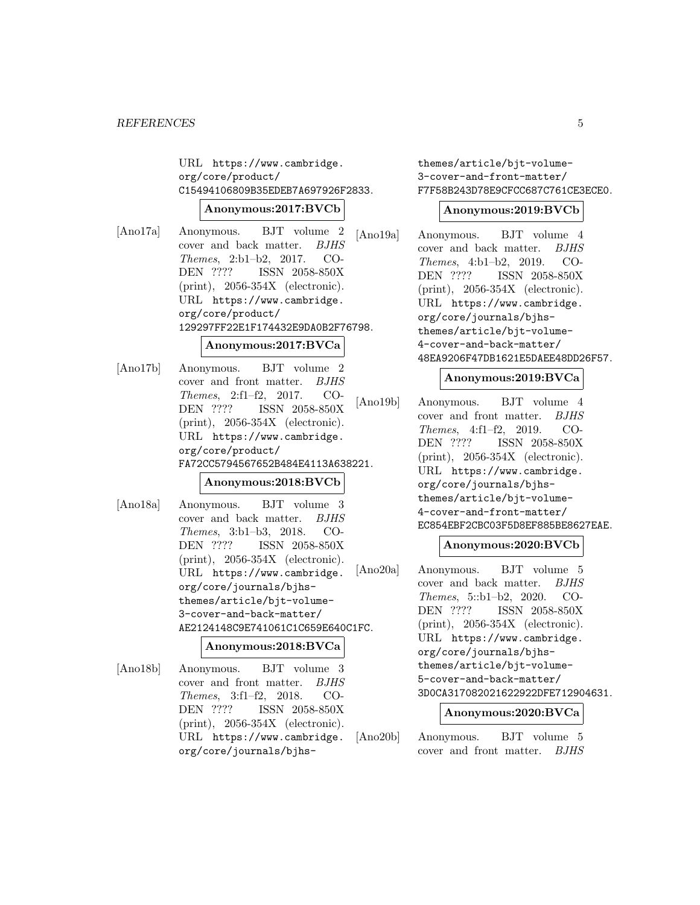URL https://www.cambridge.org/core/product/C15494106809B35EDEB7A697926F2833.

**Anonymous:2017:BVCb**

[Ano17a] Anonymous. BJT volume 2 cover and back matter. *BJHS Themes*, 2:b1–b2, 2017. CODEN ???? ISSN 2058-850X (print), 2056-354X (electronic). URL https://www.cambridge.org/core/product/129297FF22E1F174432E9DA0B2F76798.

**Anonymous:2017:BVCa**

[Ano17b] Anonymous. BJT volume 2 cover and front matter. *BJHS Themes*, 2:f1–f2, 2017. CODEN ???? ISSN 2058-850X (print), 2056-354X (electronic). URL https://www.cambridge.org/core/product/FA72CC5794567652B484E4113A638221.

**Anonymous:2018:BVCb**

[Ano18a] Anonymous. BJT volume 3 cover and back matter. *BJHS Themes*, 3:b1–b3, 2018. CODEN ???? ISSN 2058-850X (print), 2056-354X (electronic). URL https://www.cambridge.org/core/journals/bjhs-themes/article/bjt-volume-3-cover-and-back-matter/AE2124148C9E741061C1C659E640C1FC.

**Anonymous:2018:BVCa**

[Ano18b] Anonymous. BJT volume 3 cover and front matter. *BJHS Themes*, 3:f1–f2, 2018. CODEN ???? ISSN 2058-850X (print), 2056-354X (electronic). URL https://www.cambridge.org/core/journals/bjhs-themes/article/bjt-volume-3-cover-and-front-matter/F7F58B243D78E9CFCC687C761CE3ECE0.

**Anonymous:2019:BVCb**

[Ano19a] Anonymous. BJT volume 4 cover and back matter. *BJHS Themes*, 4:b1–b2, 2019. CODEN ???? ISSN 2058-850X (print), 2056-354X (electronic). URL https://www.cambridge.org/core/journals/bjhs-themes/article/bjt-volume-4-cover-and-back-matter/48EA9206F47DB1621E5DAEE48DD26F57.

**Anonymous:2019:BVCa**

[Ano19b] Anonymous. BJT volume 4 cover and front matter. *BJHS Themes*, 4:f1–f2, 2019. CODEN ???? ISSN 2058-850X (print), 2056-354X (electronic). URL https://www.cambridge.org/core/journals/bjhs-themes/article/bjt-volume-4-cover-and-front-matter/EC854EBF2CBC03F5D8EF885BE8627EAE.

**Anonymous:2020:BVCb**

[Ano20a] Anonymous. BJT volume 5 cover and back matter. *BJHS Themes*, 5::b1–b2, 2020. CODEN ???? ISSN 2058-850X (print), 2056-354X (electronic). URL https://www.cambridge.org/core/journals/bjhs-themes/article/bjt-volume-5-cover-and-back-matter/3D0CA317082021622922DFE712904631.

**Anonymous:2020:BVCa**

[Ano20b] Anonymous. BJT volume 5 cover and front matter. *BJHS*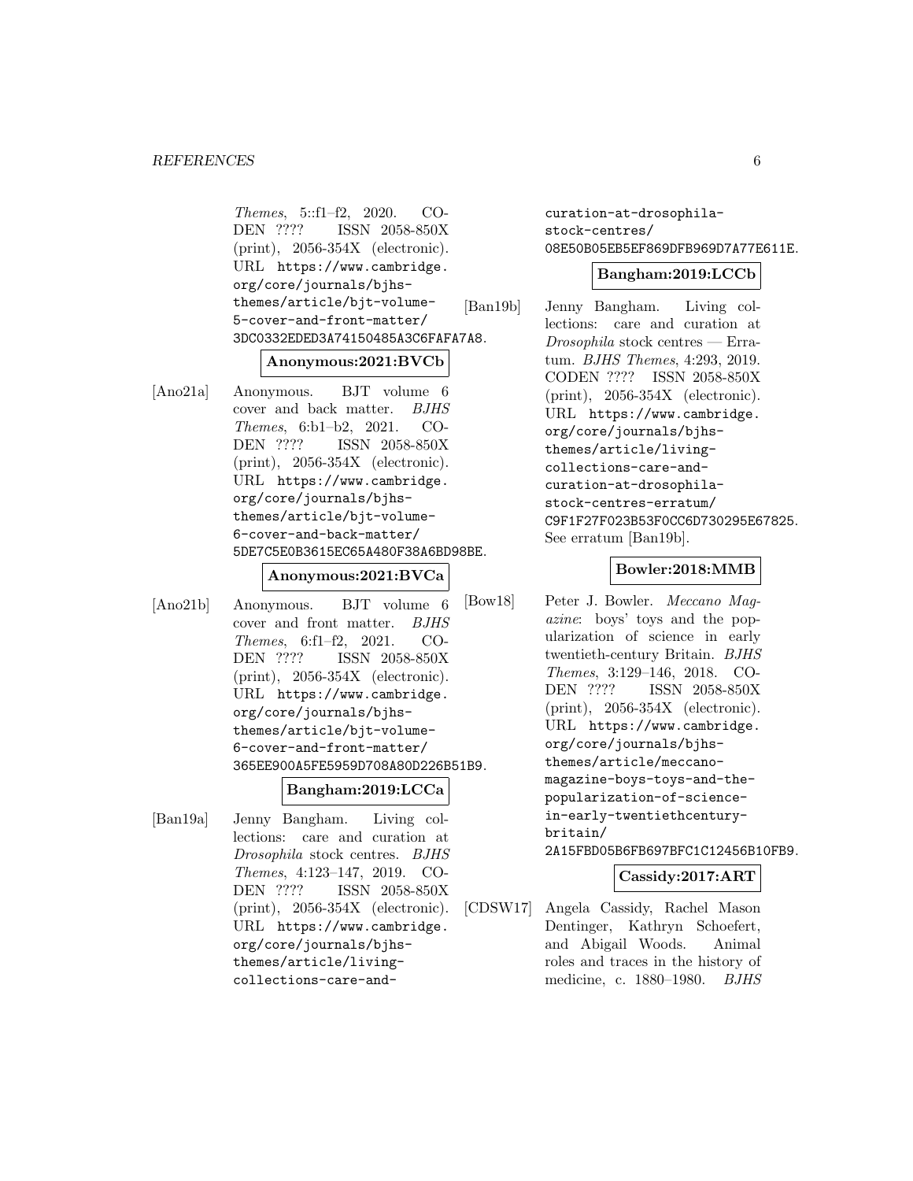*Themes*, 5::f1–f2, 2020. CODEN ???? ISSN 2058-850X (print), 2056-354X (electronic). URL https://www.cambridge.org/core/journals/bjhs-themes/article/bjt-volume-5-cover-and-front-matter/3DC0332EDED3A74150485A3C6FAFA7A8.

**Anonymous:2021:BVCb**

[Ano21a] Anonymous. BJT volume 6 cover and back matter. *BJHS Themes*, 6:b1–b2, 2021. CODEN ???? ISSN 2058-850X (print), 2056-354X (electronic). URL https://www.cambridge.org/core/journals/bjhs-themes/article/bjt-volume-6-cover-and-back-matter/5DE7C5E0B3615EC65A480F38A6BD98BE.

**Anonymous:2021:BVCa**

[Ano21b] Anonymous. BJT volume 6 cover and front matter. *BJHS Themes*, 6:f1–f2, 2021. CODEN ???? ISSN 2058-850X (print), 2056-354X (electronic). URL https://www.cambridge.org/core/journals/bjhs-themes/article/bjt-volume-6-cover-and-front-matter/365EE900A5FE5959D708A80D226B51B9.

**Bangham:2019:LCCa**

[Ban19a] Jenny Bangham. Living collections: care and curation at *Drosophila* stock centres. *BJHS Themes*, 4:123–147, 2019. CODEN ???? ISSN 2058-850X (print), 2056-354X (electronic). URL https://www.cambridge.org/core/journals/bjhs-themes/article/living-collections-care-and-curation-at-drosophila-stock-centres/08E50B05EB5EF869DFB969D7A77E611E.

**Bangham:2019:LCCb**

[Ban19b] Jenny Bangham. Living collections: care and curation at *Drosophila* stock centres — Erratum. *BJHS Themes*, 4:293, 2019. CODEN ???? ISSN 2058-850X (print), 2056-354X (electronic). URL https://www.cambridge.org/core/journals/bjhs-themes/article/living-collections-care-and-curation-at-drosophila-stock-centres-erratum/C9F1F27F023B53F0CC6D730295E67825. See erratum [Ban19b].

**Bowler:2018:MMB**

[Bow18] Peter J. Bowler. *Meccano Magazine*: boys' toys and the popularization of science in early twentieth-century Britain. *BJHS Themes*, 3:129–146, 2018. CODEN ???? ISSN 2058-850X (print), 2056-354X (electronic). URL https://www.cambridge.org/core/journals/bjhs-themes/article/meccano-magazine-boys-toys-and-the-popularization-of-science-in-early-twentiethcentury-britain/2A15FBD05B6FB697BFC1C12456B10FB9.

**Cassidy:2017:ART**

[CDSW17] Angela Cassidy, Rachel Mason Dentinger, Kathryn Schoefert, and Abigail Woods. Animal roles and traces in the history of medicine, c. 1880–1980. *BJHS*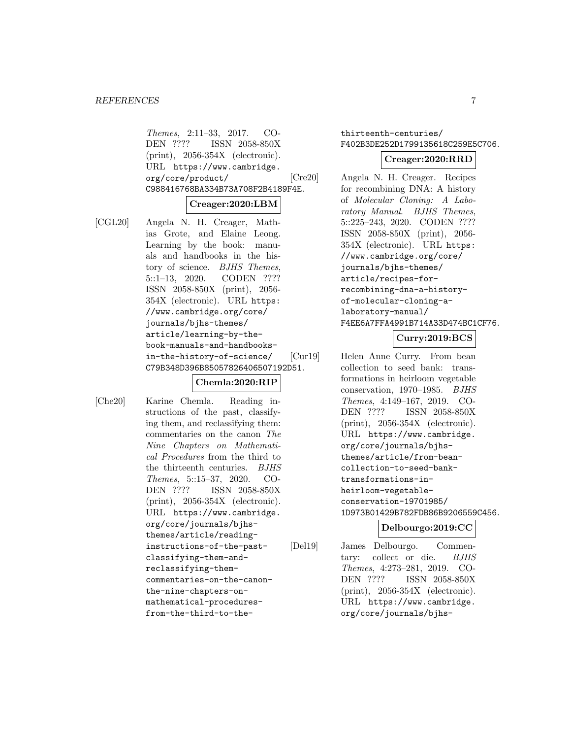*Themes*, 2:11–33, 2017. CODEN ???? ISSN 2058-850X (print), 2056-354X (electronic). URL https://www.cambridge.org/core/product/C988416768BA334B73A708F2B4189F4E.

**Creager:2020:LBM**

[CGL20] Angela N. H. Creager, Mathias Grote, and Elaine Leong. Learning by the book: manuals and handbooks in the history of science. *BJHS Themes*, 5::1–13, 2020. CODEN ???? ISSN 2058-850X (print), 2056-354X (electronic). URL https://www.cambridge.org/core/journals/bjhs-themes/article/learning-by-the-book-manuals-and-handbooks-in-the-history-of-science/C79B348D396B85057826406507192D51.

**Chemla:2020:RIP**

[Che20] Karine Chemla. Reading instructions of the past, classifying them, and reclassifying them: commentaries on the canon *The Nine Chapters on Mathematical Procedures* from the third to the thirteenth centuries. *BJHS Themes*, 5::15–37, 2020. CODEN ???? ISSN 2058-850X (print), 2056-354X (electronic). URL https://www.cambridge.org/core/journals/bjhs-themes/article/reading-instructions-of-the-past-classifying-them-and-reclassifying-them-commentaries-on-the-canon-the-nine-chapters-on-mathematical-procedures-from-the-third-to-the-thirteenth-centuries/F402B3DE252D1799135618C259E5C706.

**Creager:2020:RRD**

[Cre20] Angela N. H. Creager. Recipes for recombining DNA: A history of *Molecular Cloning: A Laboratory Manual*. *BJHS Themes*, 5::225–243, 2020. CODEN ???? ISSN 2058-850X (print), 2056-354X (electronic). URL https://www.cambridge.org/core/journals/bjhs-themes/article/recipes-for-recombining-dna-a-history-of-molecular-cloning-a-laboratory-manual/F4EE6A7FFA4991B714A33D474BC1CF76.

**Curry:2019:BCS**

[Cur19] Helen Anne Curry. From bean collection to seed bank: transformations in heirloom vegetable conservation, 1970–1985. *BJHS Themes*, 4:149–167, 2019. CODEN ???? ISSN 2058-850X (print), 2056-354X (electronic). URL https://www.cambridge.org/core/journals/bjhs-themes/article/from-bean-collection-to-seed-bank-transformations-in-heirloom-vegetable-conservation-19701985/1D973B01429B782FDB86B9206559C456.

**Delbourgo:2019:CC**

[Del19] James Delbourgo. Commentary: collect or die. *BJHS Themes*, 4:273–281, 2019. CODEN ???? ISSN 2058-850X (print), 2056-354X (electronic). URL https://www.cambridge.org/core/journals/bjhs-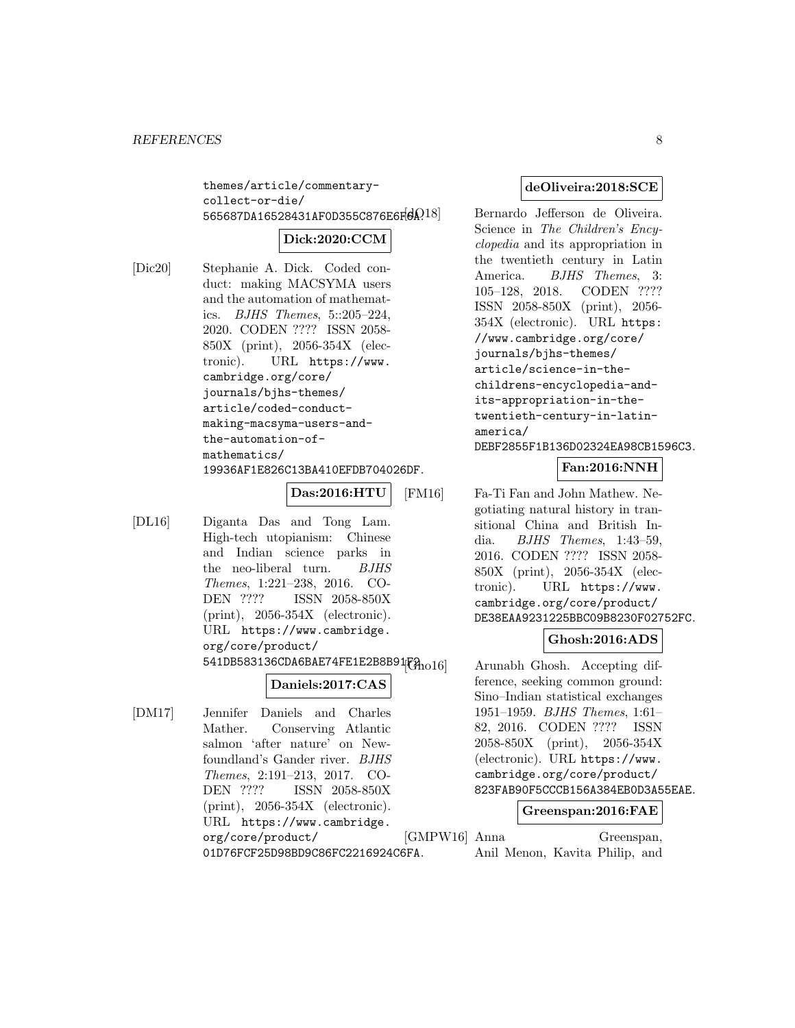themes/article/commentary-collect-or-die/565687DA16528431AF0D355C876E6F6A.

**Dick:2020:CCM**

[Dic20] Stephanie A. Dick. Coded conduct: making MACSYMA users and the automation of mathematics. *BJHS Themes*, 5::205–224, 2020. CODEN ???? ISSN 2058-850X (print), 2056-354X (electronic). URL https://www.cambridge.org/core/journals/bjhs-themes/article/coded-conduct-making-macsyma-users-and-the-automation-of-mathematics/19936AF1E826C13BA410EFDB704026DF.

**Das:2016:HTU**

[DL16] Diganta Das and Tong Lam. High-tech utopianism: Chinese and Indian science parks in the neo-liberal turn. *BJHS Themes*, 1:221–238, 2016. CODEN ???? ISSN 2058-850X (print), 2056-354X (electronic). URL https://www.cambridge.org/core/product/541DB583136CDA6BAE74FE1E2B8B91F2.

**Daniels:2017:CAS**

[DM17] Jennifer Daniels and Charles Mather. Conserving Atlantic salmon 'after nature' on Newfoundland's Gander river. *BJHS Themes*, 2:191–213, 2017. CODEN ???? ISSN 2058-850X (print), 2056-354X (electronic). URL https://www.cambridge.org/core/product/01D76FCF25D98BD9C86FC2216924C6FA.

**deOliveira:2018:SCE**

[dO18] Bernardo Jefferson de Oliveira. Science in *The Children's Encyclopedia* and its appropriation in the twentieth century in Latin America. *BJHS Themes*, 3: 105–128, 2018. CODEN ???? ISSN 2058-850X (print), 2056-354X (electronic). URL https://www.cambridge.org/core/journals/bjhs-themes/article/science-in-the-childrens-encyclopedia-and-its-appropriation-in-the-twentieth-century-in-latin-america/DEBF2855F1B136D02324EA98CB1596C3.

**Fan:2016:NNH**

[FM16] Fa-Ti Fan and John Mathew. Negotiating natural history in transitional China and British India. *BJHS Themes*, 1:43–59, 2016. CODEN ???? ISSN 2058-850X (print), 2056-354X (electronic). URL https://www.cambridge.org/core/product/DE38EAA9231225BBC09B8230F02752FC.

**Ghosh:2016:ADS**

[Gho16] Arunabh Ghosh. Accepting difference, seeking common ground: Sino–Indian statistical exchanges 1951–1959. *BJHS Themes*, 1:61–82, 2016. CODEN ???? ISSN 2058-850X (print), 2056-354X (electronic). URL https://www.cambridge.org/core/product/823FAB90F5CCCB156A384EB0D3A55EAE.

**Greenspan:2016:FAE**

[GMPW16] Anna Greenspan, Anil Menon, Kavita Philip, and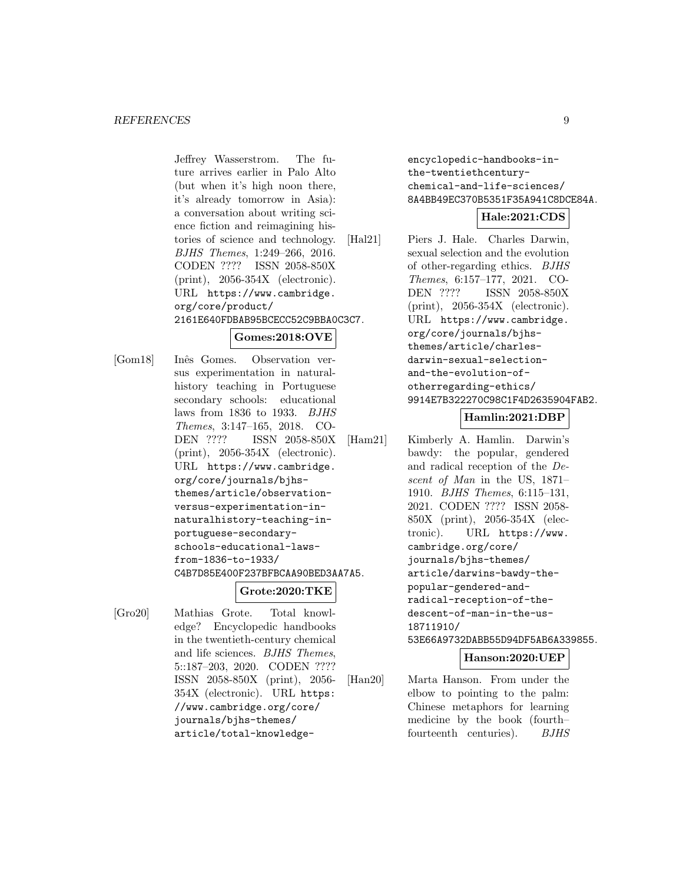Jeffrey Wasserstrom. The future arrives earlier in Palo Alto (but when it's high noon there, it's already tomorrow in Asia): a conversation about writing science fiction and reimagining histories of science and technology. *BJHS Themes*, 1:249–266, 2016. CODEN ???? ISSN 2058-850X (print), 2056-354X (electronic). URL https://www.cambridge.org/core/product/2161E640FDBAB95BCECC52C9BBA0C3C7.

**Gomes:2018:OVE**

[Gom18] Inês Gomes. Observation versus experimentation in natural-history teaching in Portuguese secondary schools: educational laws from 1836 to 1933. *BJHS Themes*, 3:147–165, 2018. CODEN ???? ISSN 2058-850X (print), 2056-354X (electronic). URL https://www.cambridge.org/core/journals/bjhs-themes/article/observation-versus-experimentation-in-naturalhistory-teaching-in-portuguese-secondary-schools-educational-laws-from-1836-to-1933/C4B7D85E400F237BFBCAA90BED3AA7A5.

**Grote:2020:TKE**

[Gro20] Mathias Grote. Total knowledge? Encyclopedic handbooks in the twentieth-century chemical and life sciences. *BJHS Themes*, 5::187–203, 2020. CODEN ???? ISSN 2058-850X (print), 2056-354X (electronic). URL https://www.cambridge.org/core/journals/bjhs-themes/article/total-knowledge-encyclopedic-handbooks-in-the-twentiethcentury-chemical-and-life-sciences/8A4BB49EC370B5351F35A941C8DCE84A.

**Hale:2021:CDS**

[Hal21] Piers J. Hale. Charles Darwin, sexual selection and the evolution of other-regarding ethics. *BJHS Themes*, 6:157–177, 2021. CODEN ???? ISSN 2058-850X (print), 2056-354X (electronic). URL https://www.cambridge.org/core/journals/bjhs-themes/article/charles-darwin-sexual-selection-and-the-evolution-of-otherregarding-ethics/9914E7B322270C98C1F4D2635904FAB2.

**Hamlin:2021:DBP**

[Ham21] Kimberly A. Hamlin. Darwin's bawdy: the popular, gendered and radical reception of the *Descent of Man* in the US, 1871–1910. *BJHS Themes*, 6:115–131, 2021. CODEN ???? ISSN 2058-850X (print), 2056-354X (electronic). URL https://www.cambridge.org/core/journals/bjhs-themes/article/darwins-bawdy-the-popular-gendered-and-radical-reception-of-the-descent-of-man-in-the-us-18711910/53E66A9732DABB55D94DF5AB6A339855.

**Hanson:2020:UEP**

[Han20] Marta Hanson. From under the elbow to pointing to the palm: Chinese metaphors for learning medicine by the book (fourth–fourteenth centuries). *BJHS*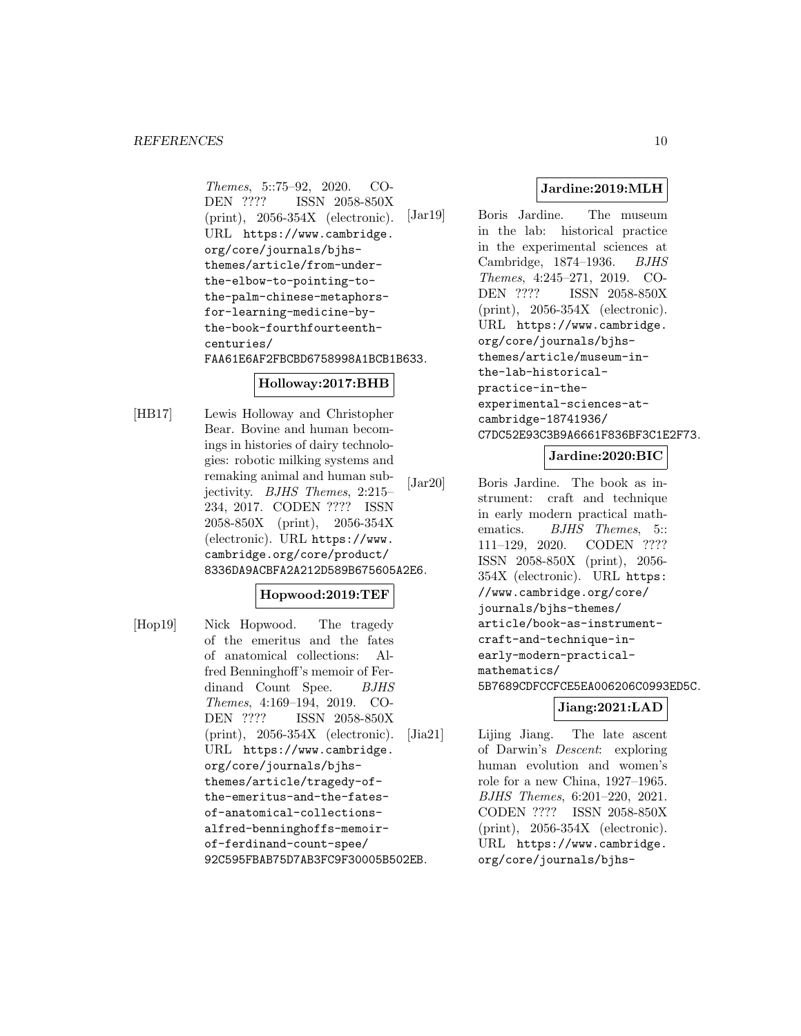*Themes*, 5::75–92, 2020. CODEN ???? ISSN 2058-850X (print), 2056-354X (electronic). URL https://www.cambridge.org/core/journals/bjhs-themes/article/from-under-the-elbow-to-pointing-to-the-palm-chinese-metaphors-for-learning-medicine-by-the-book-fourthfourteenth-centuries/FAA61E6AF2FBCBD6758998A1BCB1B633.

**Holloway:2017:BHB**

[HB17] Lewis Holloway and Christopher Bear. Bovine and human becomings in histories of dairy technologies: robotic milking systems and remaking animal and human subjectivity. *BJHS Themes*, 2:215–234, 2017. CODEN ???? ISSN 2058-850X (print), 2056-354X (electronic). URL https://www.cambridge.org/core/product/8336DA9ACBFA2A212D589B675605A2E6.

**Hopwood:2019:TEF**

[Hop19] Nick Hopwood. The tragedy of the emeritus and the fates of anatomical collections: Alfred Benninghoff's memoir of Ferdinand Count Spee. *BJHS Themes*, 4:169–194, 2019. CODEN ???? ISSN 2058-850X (print), 2056-354X (electronic). URL https://www.cambridge.org/core/journals/bjhs-themes/article/tragedy-of-the-emeritus-and-the-fates-of-anatomical-collections-alfred-benninghoffs-memoir-of-ferdinand-count-spee/92C595FBAB75D7AB3FC9F30005B502EB.

**Jardine:2019:MLH**

[Jar19] Boris Jardine. The museum in the lab: historical practice in the experimental sciences at Cambridge, 1874–1936. *BJHS Themes*, 4:245–271, 2019. CODEN ???? ISSN 2058-850X (print), 2056-354X (electronic). URL https://www.cambridge.org/core/journals/bjhs-themes/article/museum-in-the-lab-historical-practice-in-the-experimental-sciences-at-cambridge-18741936/C7DC52E93C3B9A6661F836BF3C1E2F73.

**Jardine:2020:BIC**

[Jar20] Boris Jardine. The book as instrument: craft and technique in early modern practical mathematics. *BJHS Themes*, 5::111–129, 2020. CODEN ???? ISSN 2058-850X (print), 2056-354X (electronic). URL https://www.cambridge.org/core/journals/bjhs-themes/article/book-as-instrument-craft-and-technique-in-early-modern-practical-mathematics/5B7689CDFCCFCE5EA006206C0993ED5C.

**Jiang:2021:LAD**

[Jia21] Lijing Jiang. The late ascent of Darwin's *Descent*: exploring human evolution and women's role for a new China, 1927–1965. *BJHS Themes*, 6:201–220, 2021. CODEN ???? ISSN 2058-850X (print), 2056-354X (electronic). URL https://www.cambridge.org/core/journals/bjhs-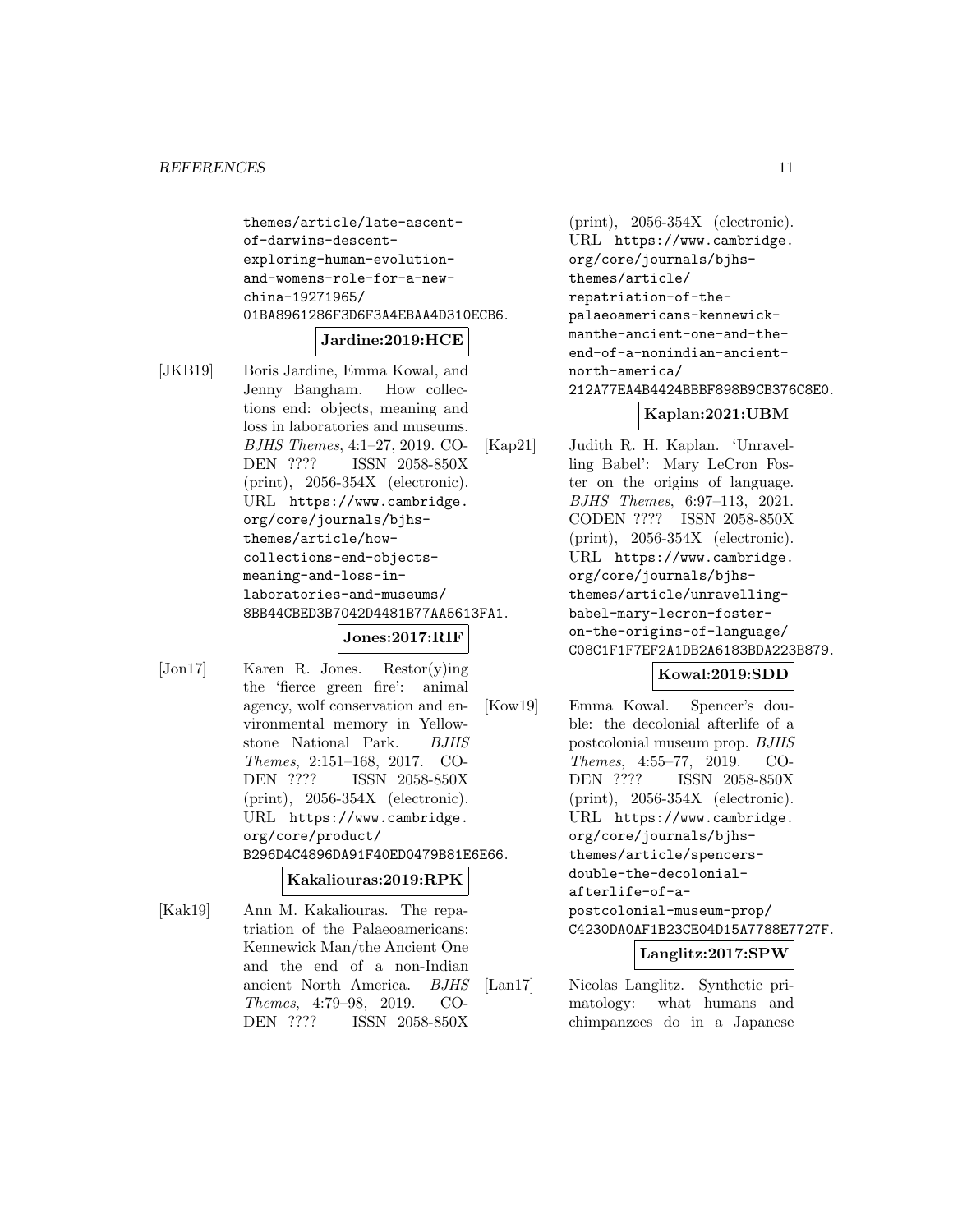themes/article/late-ascent-of-darwins-descent-exploring-human-evolution-and-womens-role-for-a-new-china-19271965/01BA8961286F3D6F3A4EBAA4D310ECB6.

**Jardine:2019:HCE**

[JKB19] Boris Jardine, Emma Kowal, and Jenny Bangham. How collections end: objects, meaning and loss in laboratories and museums. *BJHS Themes*, 4:1–27, 2019. CODEN ???? ISSN 2058-850X (print), 2056-354X (electronic). URL https://www.cambridge.org/core/journals/bjhs-themes/article/how-collections-end-objects-meaning-and-loss-in-laboratories-and-museums/8BB44CBED3B7042D4481B77AA5613FA1.

**Jones:2017:RIF**

[Jon17] Karen R. Jones. Restor(y)ing the 'fierce green fire': animal agency, wolf conservation and environmental memory in Yellowstone National Park. *BJHS Themes*, 2:151–168, 2017. CODEN ???? ISSN 2058-850X (print), 2056-354X (electronic). URL https://www.cambridge.org/core/product/B296D4C4896DA91F40ED0479B81E6E66.

**Kakaliouras:2019:RPK**

[Kak19] Ann M. Kakaliouras. The repatriation of the Palaeoamericans: Kennewick Man/the Ancient One and the end of a non-Indian ancient North America. *BJHS Themes*, 4:79–98, 2019. CODEN ???? ISSN 2058-850X (print), 2056-354X (electronic). URL https://www.cambridge.org/core/journals/bjhs-themes/article/repatriation-of-the-palaeoamericans-kennewick-manthe-ancient-one-and-the-end-of-a-nonindian-ancient-north-america/212A77EA4B4424BBBF898B9CB376C8E0.

**Kaplan:2021:UBM**

[Kap21] Judith R. H. Kaplan. 'Unravelling Babel': Mary LeCron Foster on the origins of language. *BJHS Themes*, 6:97–113, 2021. CODEN ???? ISSN 2058-850X (print), 2056-354X (electronic). URL https://www.cambridge.org/core/journals/bjhs-themes/article/unravelling-babel-mary-lecron-foster-on-the-origins-of-language/C08C1F1F7EF2A1DB2A6183BDA223B879.

**Kowal:2019:SDD**

[Kow19] Emma Kowal. Spencer's double: the decolonial afterlife of a postcolonial museum prop. *BJHS Themes*, 4:55–77, 2019. CODEN ???? ISSN 2058-850X (print), 2056-354X (electronic). URL https://www.cambridge.org/core/journals/bjhs-themes/article/spencers-double-the-decolonial-afterlife-of-a-postcolonial-museum-prop/C4230DA0AF1B23CE04D15A7788E7727F.

**Langlitz:2017:SPW**

[Lan17] Nicolas Langlitz. Synthetic primatology: what humans and chimpanzees do in a Japanese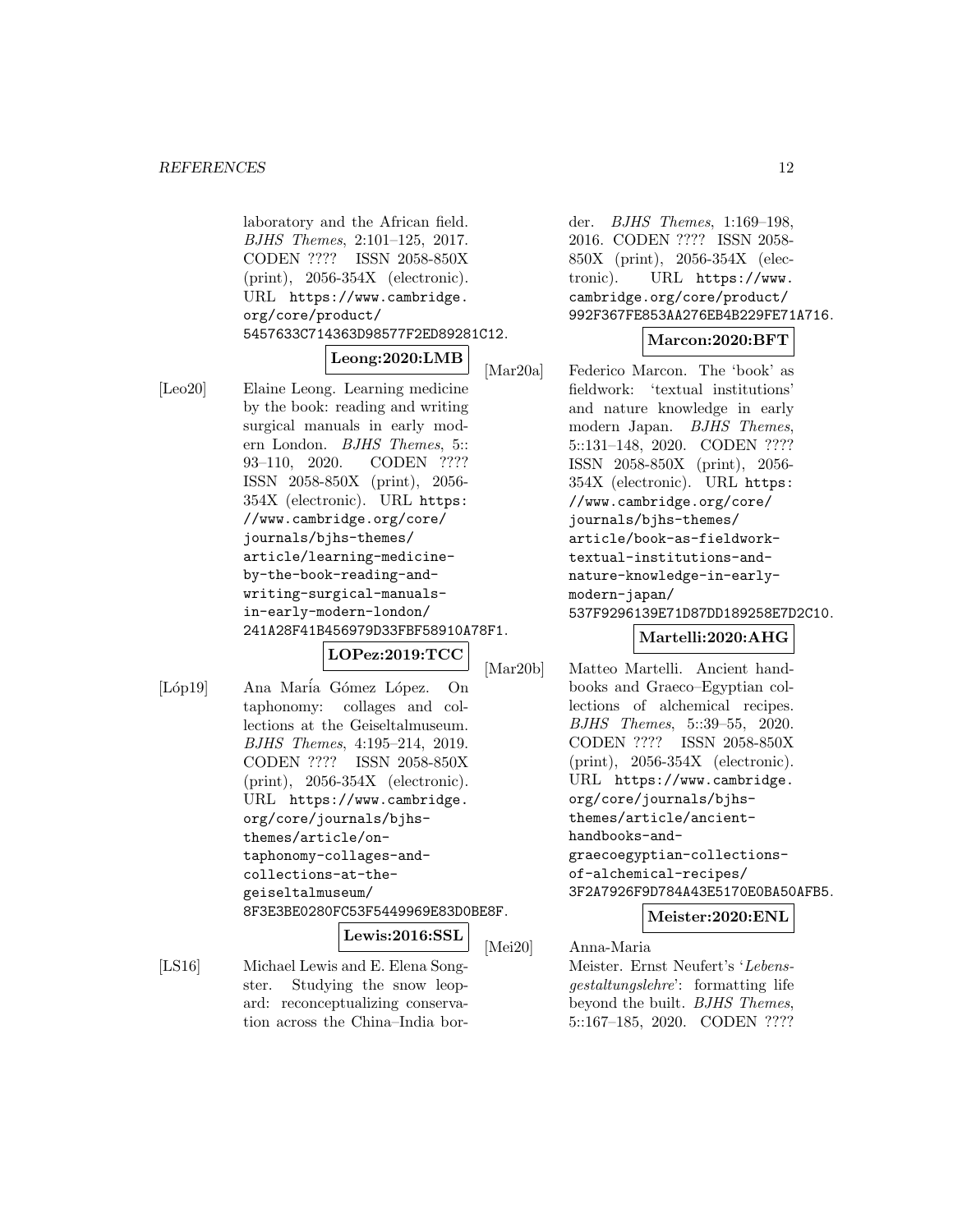laboratory and the African field. *BJHS Themes*, 2:101–125, 2017. CODEN ???? ISSN 2058-850X (print), 2056-354X (electronic). URL https://www.cambridge.org/core/product/5457633C714363D98577F2ED89281C12.

**Leong:2020:LMB**

[Leo20] Elaine Leong. Learning medicine by the book: reading and writing surgical manuals in early modern London. *BJHS Themes*, 5:: 93–110, 2020. CODEN ???? ISSN 2058-850X (print), 2056-354X (electronic). URL https://www.cambridge.org/core/journals/bjhs-themes/article/learning-medicine-by-the-book-reading-and-writing-surgical-manuals-in-early-modern-london/241A28F41B456979D33FBF58910A78F1.

**LOPez:2019:TCC**

[Lóp19] Ana María Gómez López. On taphonomy: collages and collections at the Geiseltalmuseum. *BJHS Themes*, 4:195–214, 2019. CODEN ???? ISSN 2058-850X (print), 2056-354X (electronic). URL https://www.cambridge.org/core/journals/bjhs-themes/article/on-taphonomy-collages-and-collections-at-the-geiseltalmuseum/8F3E3BE0280FC53F5449969E83D0BE8F.

**Lewis:2016:SSL**

[LS16] Michael Lewis and E. Elena Songster. Studying the snow leopard: reconceptualizing conservation across the China–India border. *BJHS Themes*, 1:169–198, 2016. CODEN ???? ISSN 2058-850X (print), 2056-354X (electronic). URL https://www.cambridge.org/core/product/992F367FE853AA276EB4B229FE71A716.

**Marcon:2020:BFT**

[Mar20a] Federico Marcon. The 'book' as fieldwork: 'textual institutions' and nature knowledge in early modern Japan. *BJHS Themes*, 5::131–148, 2020. CODEN ???? ISSN 2058-850X (print), 2056-354X (electronic). URL https://www.cambridge.org/core/journals/bjhs-themes/article/book-as-fieldwork-textual-institutions-and-nature-knowledge-in-early-modern-japan/537F9296139E71D87DD189258E7D2C10.

**Martelli:2020:AHG**

[Mar20b] Matteo Martelli. Ancient handbooks and Graeco–Egyptian collections of alchemical recipes. *BJHS Themes*, 5::39–55, 2020. CODEN ???? ISSN 2058-850X (print), 2056-354X (electronic). URL https://www.cambridge.org/core/journals/bjhs-themes/article/ancient-handbooks-and-graecoegyptian-collections-of-alchemical-recipes/3F2A7926F9D784A43E5170E0BA50AFB5.

**Meister:2020:ENL**

[Mei20] Anna-Maria Meister. Ernst Neufert's '*Lebensgestaltungslehre*': formatting life beyond the built. *BJHS Themes*, 5::167–185, 2020. CODEN ????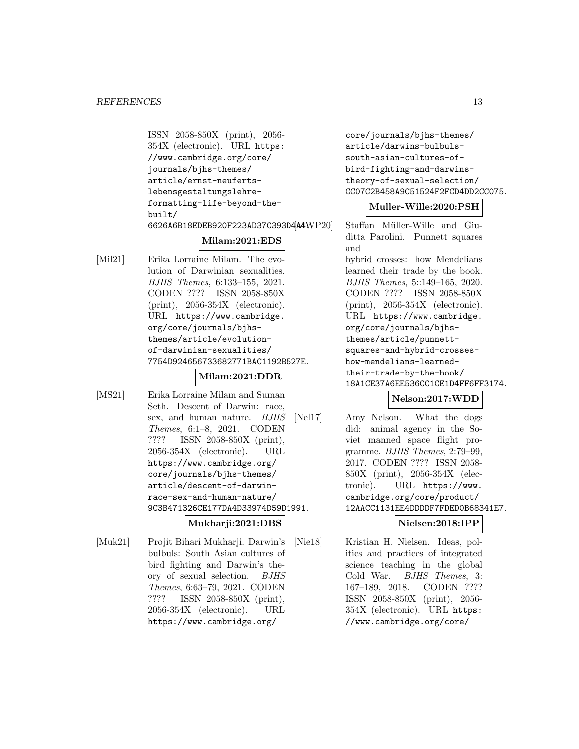ISSN 2058-850X (print), 2056-354X (electronic). URL https://www.cambridge.org/core/journals/bjhs-themes/article/ernst-neuferts-lebensgestaltungslehre-formatting-life-beyond-the-built/6626A6B18EDEB920F223AD37C393D4A4.

**Milam:2021:EDS**

[Mil21] Erika Lorraine Milam. The evolution of Darwinian sexualities. *BJHS Themes*, 6:133–155, 2021. CODEN ???? ISSN 2058-850X (print), 2056-354X (electronic). URL https://www.cambridge.org/core/journals/bjhs-themes/article/evolution-of-darwinian-sexualities/7754D924656733682771BAC1192B527E.

**Milam:2021:DDR**

[MS21] Erika Lorraine Milam and Suman Seth. Descent of Darwin: race, sex, and human nature. *BJHS Themes*, 6:1–8, 2021. CODEN ???? ISSN 2058-850X (print), 2056-354X (electronic). URL https://www.cambridge.org/core/journals/bjhs-themes/article/descent-of-darwin-race-sex-and-human-nature/9C3B471326CE177DA4D33974D59D1991.

**Mukharji:2021:DBS**

[Muk21] Projit Bihari Mukharji. Darwin's bulbuls: South Asian cultures of bird fighting and Darwin's theory of sexual selection. *BJHS Themes*, 6:63–79, 2021. CODEN ???? ISSN 2058-850X (print), 2056-354X (electronic). URL https://www.cambridge.org/core/journals/bjhs-themes/article/darwins-bulbuls-south-asian-cultures-of-bird-fighting-and-darwins-theory-of-sexual-selection/CC07C2B458A9C51524F2FCD4DD2CC075.

**Muller-Wille:2020:PSH**

[MWP20] Staffan Müller-Wille and Giuditta Parolini. Punnett squares and hybrid crosses: how Mendelians learned their trade by the book. *BJHS Themes*, 5::149–165, 2020. CODEN ???? ISSN 2058-850X (print), 2056-354X (electronic). URL https://www.cambridge.org/core/journals/bjhs-themes/article/punnett-squares-and-hybrid-crosses-how-mendelians-learned-their-trade-by-the-book/18A1CE37A6EE536CC1CE1D4FF6FF3174.

**Nelson:2017:WDD**

[Nel17] Amy Nelson. What the dogs did: animal agency in the Soviet manned space flight programme. *BJHS Themes*, 2:79–99, 2017. CODEN ???? ISSN 2058-850X (print), 2056-354X (electronic). URL https://www.cambridge.org/core/product/12AACC1131EE4DDDDF7FDED0B68341E7.

**Nielsen:2018:IPP**

[Nie18] Kristian H. Nielsen. Ideas, politics and practices of integrated science teaching in the global Cold War. *BJHS Themes*, 3: 167–189, 2018. CODEN ???? ISSN 2058-850X (print), 2056-354X (electronic). URL https://www.cambridge.org/core/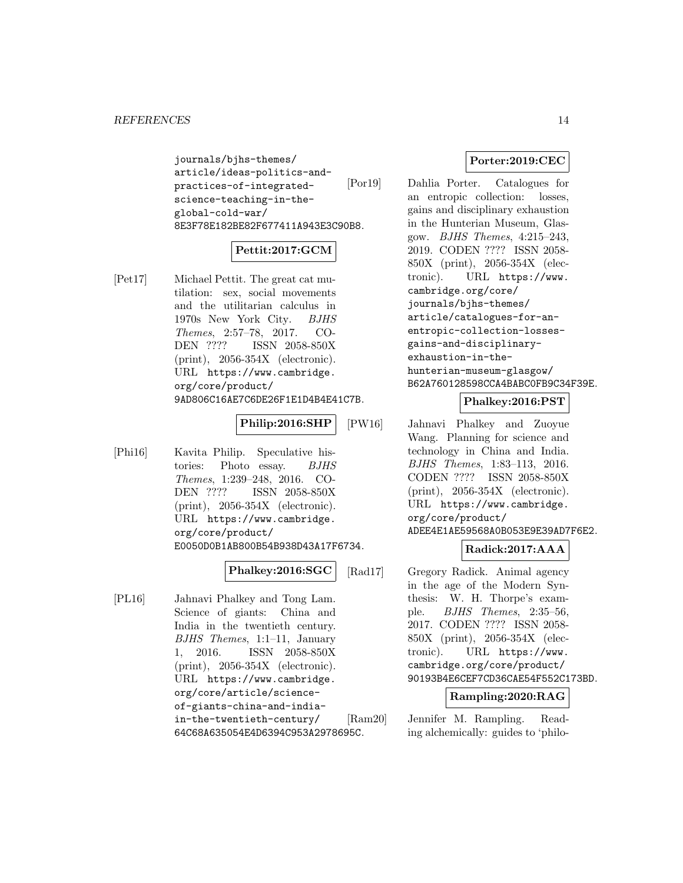journals/bjhs-themes/article/ideas-politics-and-practices-of-integrated-science-teaching-in-the-global-cold-war/8E3F78E182BE82F677411A943E3C90B8.

**Pettit:2017:GCM**

[Pet17] Michael Pettit. The great cat mutilation: sex, social movements and the utilitarian calculus in 1970s New York City. *BJHS Themes*, 2:57–78, 2017. CODEN ???? ISSN 2058-850X (print), 2056-354X (electronic). URL https://www.cambridge.org/core/product/9AD806C16AE7C6DE26F1E1D4B4E41C7B.

**Philip:2016:SHP**

[Phi16] Kavita Philip. Speculative histories: Photo essay. *BJHS Themes*, 1:239–248, 2016. CODEN ???? ISSN 2058-850X (print), 2056-354X (electronic). URL https://www.cambridge.org/core/product/E0050D0B1AB800B54B938D43A17F6734.

**Phalkey:2016:SGC**

[PL16] Jahnavi Phalkey and Tong Lam. Science of giants: China and India in the twentieth century. *BJHS Themes*, 1:1–11, January 1, 2016. ISSN 2058-850X (print), 2056-354X (electronic). URL https://www.cambridge.org/core/article/science-of-giants-china-and-india-in-the-twentieth-century/64C68A635054E4D6394C953A2978695C.

**Porter:2019:CEC**

[Por19] Dahlia Porter. Catalogues for an entropic collection: losses, gains and disciplinary exhaustion in the Hunterian Museum, Glasgow. *BJHS Themes*, 4:215–243, 2019. CODEN ???? ISSN 2058-850X (print), 2056-354X (electronic). URL https://www.cambridge.org/core/journals/bjhs-themes/article/catalogues-for-an-entropic-collection-losses-gains-and-disciplinary-exhaustion-in-the-hunterian-museum-glasgow/B62A760128598CCA4BABC0FB9C34F39E.

**Phalkey:2016:PST**

[PW16] Jahnavi Phalkey and Zuoyue Wang. Planning for science and technology in China and India. *BJHS Themes*, 1:83–113, 2016. CODEN ???? ISSN 2058-850X (print), 2056-354X (electronic). URL https://www.cambridge.org/core/product/ADEE4E1AE59568A0B053E9E39AD7F6E2.

**Radick:2017:AAA**

[Rad17] Gregory Radick. Animal agency in the age of the Modern Synthesis: W. H. Thorpe's example. *BJHS Themes*, 2:35–56, 2017. CODEN ???? ISSN 2058-850X (print), 2056-354X (electronic). URL https://www.cambridge.org/core/product/90193B4E6CEF7CD36CAE54F552C173BD.

**Rampling:2020:RAG**

[Ram20] Jennifer M. Rampling. Reading alchemically: guides to 'philo-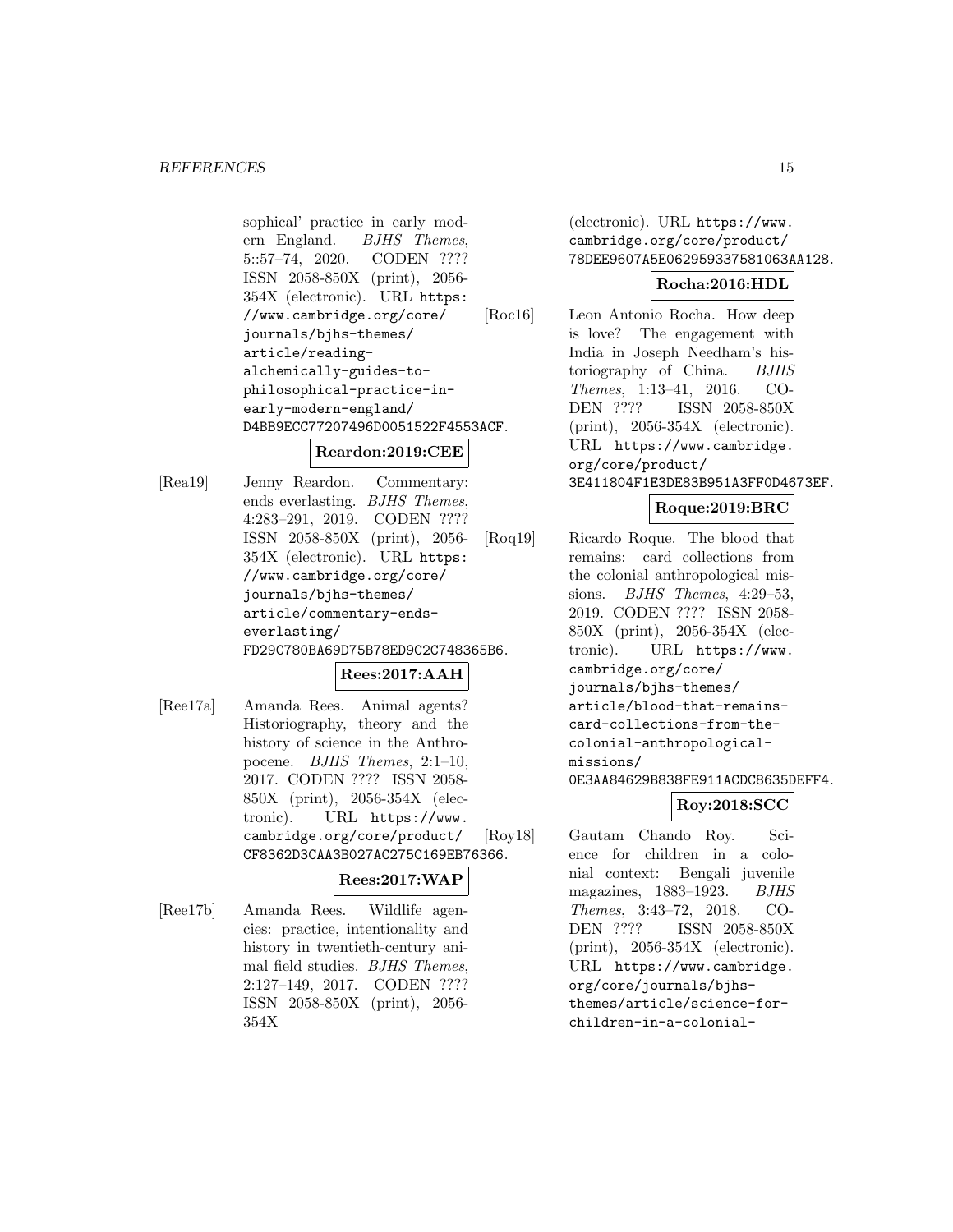sophical' practice in early modern England. *BJHS Themes*, 5::57–74, 2020. CODEN ???? ISSN 2058-850X (print), 2056-354X (electronic). URL https://www.cambridge.org/core/journals/bjhs-themes/article/reading-alchemically-guides-to-philosophical-practice-in-early-modern-england/D4BB9ECC77207496D0051522F4553ACF.

**Reardon:2019:CEE**

[Rea19] Jenny Reardon. Commentary: ends everlasting. *BJHS Themes*, 4:283–291, 2019. CODEN ???? ISSN 2058-850X (print), 2056-354X (electronic). URL https://www.cambridge.org/core/journals/bjhs-themes/article/commentary-ends-everlasting/FD29C780BA69D75B78ED9C2C748365B6.

**Rees:2017:AAH**

[Ree17a] Amanda Rees. Animal agents? Historiography, theory and the history of science in the Anthropocene. *BJHS Themes*, 2:1–10, 2017. CODEN ???? ISSN 2058-850X (print), 2056-354X (electronic). URL https://www.cambridge.org/core/product/CF8362D3CAA3B027AC275C169EB76366.

**Rees:2017:WAP**

[Ree17b] Amanda Rees. Wildlife agencies: practice, intentionality and history in twentieth-century animal field studies. *BJHS Themes*, 2:127–149, 2017. CODEN ???? ISSN 2058-850X (print), 2056-354X (electronic). URL https://www.cambridge.org/core/product/78DEE9607A5E062959337581063AA128.

**Rocha:2016:HDL**

[Roc16] Leon Antonio Rocha. How deep is love? The engagement with India in Joseph Needham's historiography of China. *BJHS Themes*, 1:13–41, 2016. CODEN ???? ISSN 2058-850X (print), 2056-354X (electronic). URL https://www.cambridge.org/core/product/3E411804F1E3DE83B951A3FF0D4673EF.

**Roque:2019:BRC**

[Roq19] Ricardo Roque. The blood that remains: card collections from the colonial anthropological missions. *BJHS Themes*, 4:29–53, 2019. CODEN ???? ISSN 2058-850X (print), 2056-354X (electronic). URL https://www.cambridge.org/core/journals/bjhs-themes/article/blood-that-remains-card-collections-from-the-colonial-anthropological-missions/0E3AA84629B838FE911ACDC8635DEFF4.

**Roy:2018:SCC**

[Roy18] Gautam Chando Roy. Science for children in a colonial context: Bengali juvenile magazines, 1883–1923. *BJHS Themes*, 3:43–72, 2018. CODEN ???? ISSN 2058-850X (print), 2056-354X (electronic). URL https://www.cambridge.org/core/journals/bjhs-themes/article/science-for-children-in-a-colonial-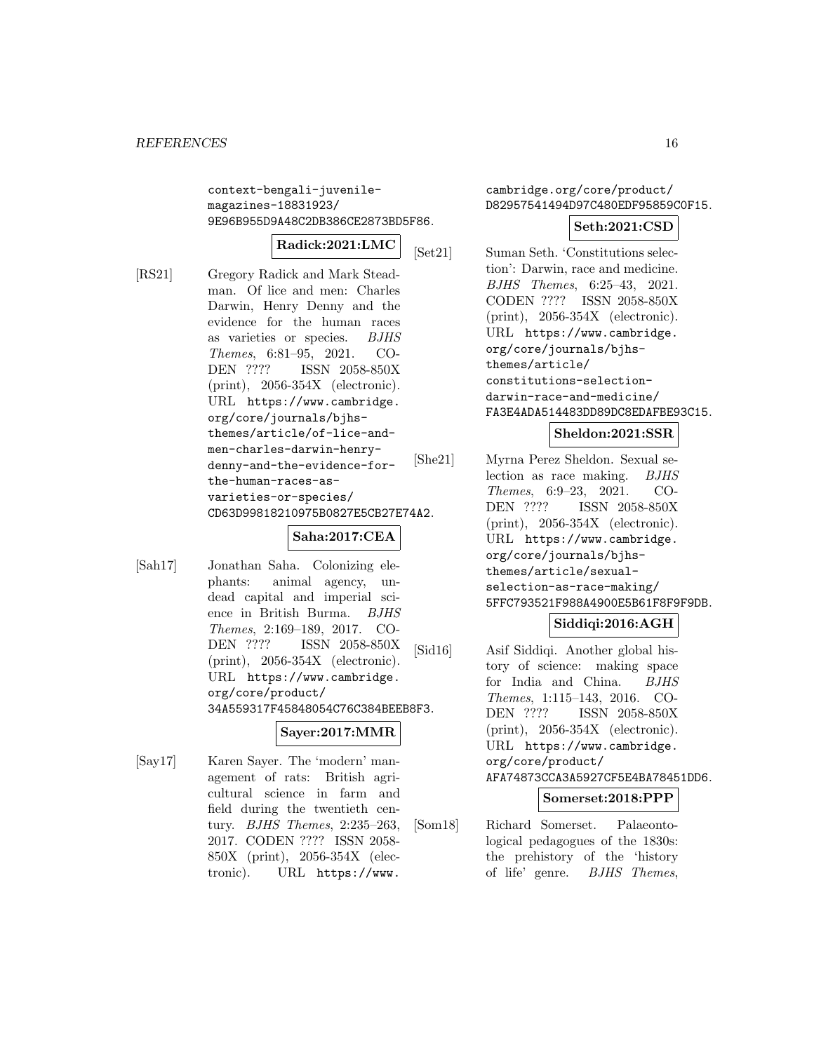context-bengali-juvenile-magazines-18831923/9E96B955D9A48C2DB386CE2873BD5F86.

**Radick:2021:LMC**

[RS21] Gregory Radick and Mark Steadman. Of lice and men: Charles Darwin, Henry Denny and the evidence for the human races as varieties or species. *BJHS Themes*, 6:81–95, 2021. CODEN ???? ISSN 2058-850X (print), 2056-354X (electronic). URL https://www.cambridge.org/core/journals/bjhs-themes/article/of-lice-and-men-charles-darwin-henry-denny-and-the-evidence-for-the-human-races-as-varieties-or-species/CD63D99818210975B0827E5CB27E74A2.

**Saha:2017:CEA**

[Sah17] Jonathan Saha. Colonizing elephants: animal agency, undead capital and imperial science in British Burma. *BJHS Themes*, 2:169–189, 2017. CODEN ???? ISSN 2058-850X (print), 2056-354X (electronic). URL https://www.cambridge.org/core/product/34A559317F45848054C76C384BEEB8F3.

**Sayer:2017:MMR**

[Say17] Karen Sayer. The 'modern' management of rats: British agricultural science in farm and field during the twentieth century. *BJHS Themes*, 2:235–263, 2017. CODEN ???? ISSN 2058-850X (print), 2056-354X (electronic). URL https://www.cambridge.org/core/product/D82957541494D97C480EDF95859C0F15.

**Seth:2021:CSD**

[Set21] Suman Seth. 'Constitutions selection': Darwin, race and medicine. *BJHS Themes*, 6:25–43, 2021. CODEN ???? ISSN 2058-850X (print), 2056-354X (electronic). URL https://www.cambridge.org/core/journals/bjhs-themes/article/constitutions-selection-darwin-race-and-medicine/FA3E4ADA514483DD89DC8EDAFBE93C15.

**Sheldon:2021:SSR**

[She21] Myrna Perez Sheldon. Sexual selection as race making. *BJHS Themes*, 6:9–23, 2021. CODEN ???? ISSN 2058-850X (print), 2056-354X (electronic). URL https://www.cambridge.org/core/journals/bjhs-themes/article/sexual-selection-as-race-making/5FFC793521F988A4900E5B61F8F9F9DB.

**Siddiqi:2016:AGH**

[Sid16] Asif Siddiqi. Another global history of science: making space for India and China. *BJHS Themes*, 1:115–143, 2016. CODEN ???? ISSN 2058-850X (print), 2056-354X (electronic). URL https://www.cambridge.org/core/product/AFA74873CCA3A5927CF5E4BA78451DD6.

**Somerset:2018:PPP**

[Som18] Richard Somerset. Palaeontological pedagogues of the 1830s: the prehistory of the 'history of life' genre. *BJHS Themes*,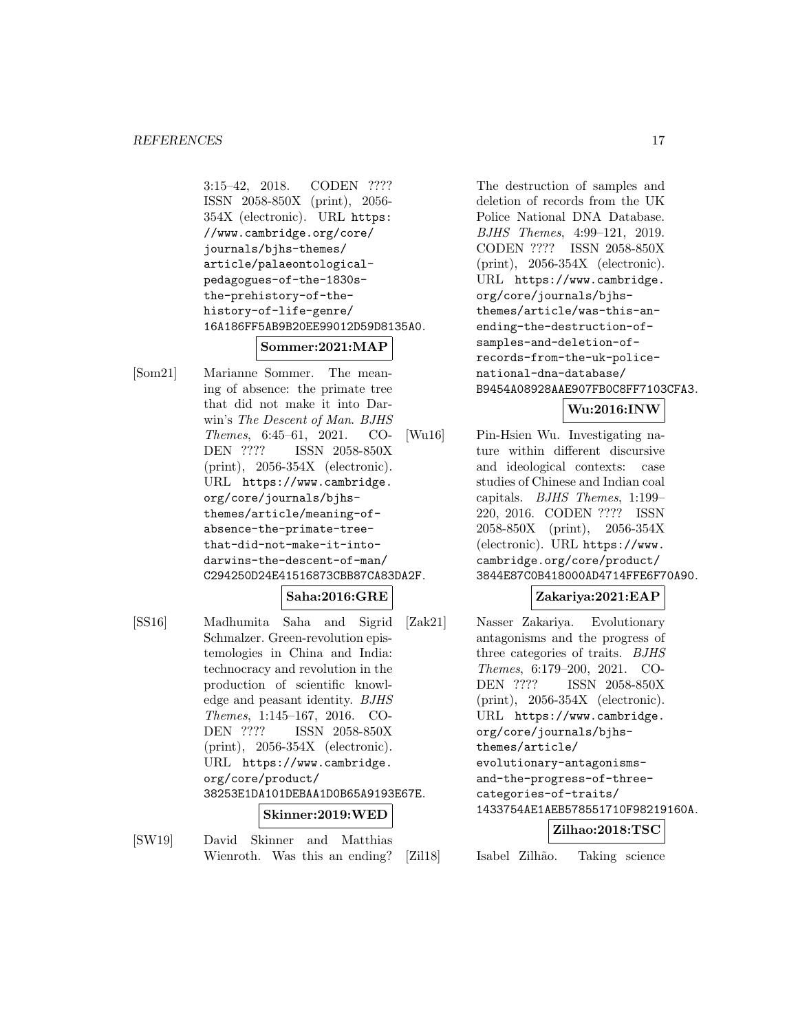3:15–42, 2018. CODEN ???? ISSN 2058-850X (print), 2056-354X (electronic). URL https://www.cambridge.org/core/journals/bjhs-themes/article/palaeontological-pedagogues-of-the-1830s-the-prehistory-of-the-history-of-life-genre/16A186FF5AB9B20EE99012D59D8135A0.

**Sommer:2021:MAP**

[Som21] Marianne Sommer. The meaning of absence: the primate tree that did not make it into Darwin's *The Descent of Man*. *BJHS Themes*, 6:45–61, 2021. CODEN ???? ISSN 2058-850X (print), 2056-354X (electronic). URL https://www.cambridge.org/core/journals/bjhs-themes/article/meaning-of-absence-the-primate-tree-that-did-not-make-it-into-darwins-the-descent-of-man/C294250D24E41516873CBB87CA83DA2F.

**Saha:2016:GRE**

[SS16] Madhumita Saha and Sigrid Schmalzer. Green-revolution epistemologies in China and India: technocracy and revolution in the production of scientific knowledge and peasant identity. *BJHS Themes*, 1:145–167, 2016. CODEN ???? ISSN 2058-850X (print), 2056-354X (electronic). URL https://www.cambridge.org/core/product/38253E1DA101DEBAA1D0B65A9193E67E.

**Skinner:2019:WED**

[SW19] David Skinner and Matthias Wienroth. Was this an ending? The destruction of samples and deletion of records from the UK Police National DNA Database. *BJHS Themes*, 4:99–121, 2019. CODEN ???? ISSN 2058-850X (print), 2056-354X (electronic). URL https://www.cambridge.org/core/journals/bjhs-themes/article/was-this-an-ending-the-destruction-of-samples-and-deletion-of-records-from-the-uk-police-national-dna-database/B9454A08928AAE907FB0C8FF7103CFA3.

**Wu:2016:INW**

[Wu16] Pin-Hsien Wu. Investigating nature within different discursive and ideological contexts: case studies of Chinese and Indian coal capitals. *BJHS Themes*, 1:199–220, 2016. CODEN ???? ISSN 2058-850X (print), 2056-354X (electronic). URL https://www.cambridge.org/core/product/3844E87C0B418000AD4714FFE6F70A90.

**Zakariya:2021:EAP**

[Zak21] Nasser Zakariya. Evolutionary antagonisms and the progress of three categories of traits. *BJHS Themes*, 6:179–200, 2021. CODEN ???? ISSN 2058-850X (print), 2056-354X (electronic). URL https://www.cambridge.org/core/journals/bjhs-themes/article/evolutionary-antagonisms-and-the-progress-of-three-categories-of-traits/1433754AE1AEB578551710F98219160A.

**Zilhao:2018:TSC**

[Zil18] Isabel Zilhão. Taking science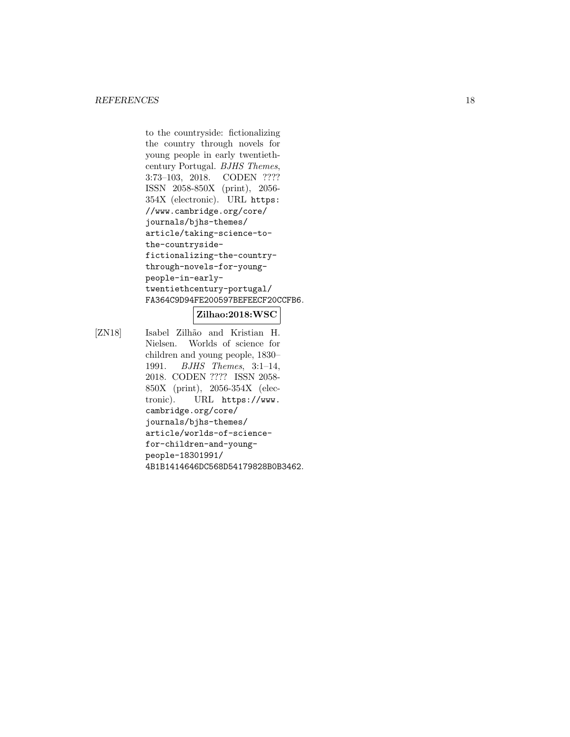to the countryside: fictionalizing the country through novels for young people in early twentieth-century Portugal. *BJHS Themes*, 3:73–103, 2018. CODEN ???? ISSN 2058-850X (print), 2056-354X (electronic). URL `https://www.cambridge.org/core/journals/bjhs-themes/article/taking-science-to-the-countryside-fictionalizing-the-country-through-novels-for-young-people-in-early-twentiethcentury-portugal/FA364C9D94FE200597BEFEECF20CCFB6`.

**Zilhao:2018:WSC**

[ZN18] Isabel Zilhão and Kristian H. Nielsen. Worlds of science for children and young people, 1830–1991. *BJHS Themes*, 3:1–14, 2018. CODEN ???? ISSN 2058-850X (print), 2056-354X (electronic). URL `https://www.cambridge.org/core/journals/bjhs-themes/article/worlds-of-science-for-children-and-young-people-18301991/4B1B1414646DC568D54179828B0B3462`.